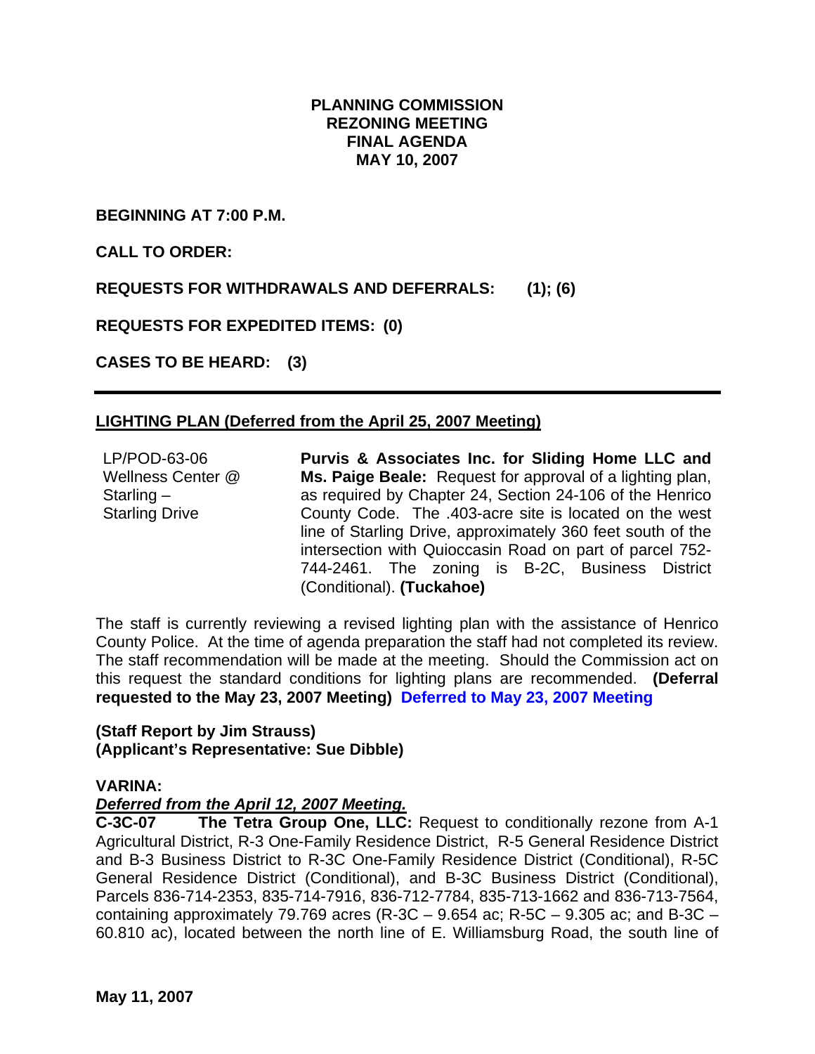# PLANNING COMMISSION
# REZONING MEETING
# FINAL AGENDA
# MAY 10, 2007

**BEGINNING AT 7:00 P.M.**

**CALL TO ORDER:**

**REQUESTS FOR WITHDRAWALS AND DEFERRALS: (1); (6)**

**REQUESTS FOR EXPEDITED ITEMS: (0)**

**CASES TO BE HEARD: (3)**

---

## LIGHTING PLAN (Deferred from the April 25, 2007 Meeting)

LP/POD-63-06
Wellness Center @ Starling – Starling Drive

**Purvis & Associates Inc. for Sliding Home LLC and Ms. Paige Beale:** Request for approval of a lighting plan, as required by Chapter 24, Section 24-106 of the Henrico County Code. The .403-acre site is located on the west line of Starling Drive, approximately 360 feet south of the intersection with Quioccasin Road on part of parcel 752-744-2461. The zoning is B-2C, Business District (Conditional). **(Tuckahoe)**

The staff is currently reviewing a revised lighting plan with the assistance of Henrico County Police. At the time of agenda preparation the staff had not completed its review. The staff recommendation will be made at the meeting. Should the Commission act on this request the standard conditions for lighting plans are recommended. **(Deferral requested to the May 23, 2007 Meeting)** Deferred to May 23, 2007 Meeting

**(Staff Report by Jim Strauss)**
**(Applicant's Representative: Sue Dibble)**

**VARINA:**

***Deferred from the April 12, 2007 Meeting.***

**C-3C-07 The Tetra Group One, LLC:** Request to conditionally rezone from A-1 Agricultural District, R-3 One-Family Residence District, R-5 General Residence District and B-3 Business District to R-3C One-Family Residence District (Conditional), R-5C General Residence District (Conditional), and B-3C Business District (Conditional), Parcels 836-714-2353, 835-714-7916, 836-712-7784, 835-713-1662 and 836-713-7564, containing approximately 79.769 acres (R-3C – 9.654 ac; R-5C – 9.305 ac; and B-3C – 60.810 ac), located between the north line of E. Williamsburg Road, the south line of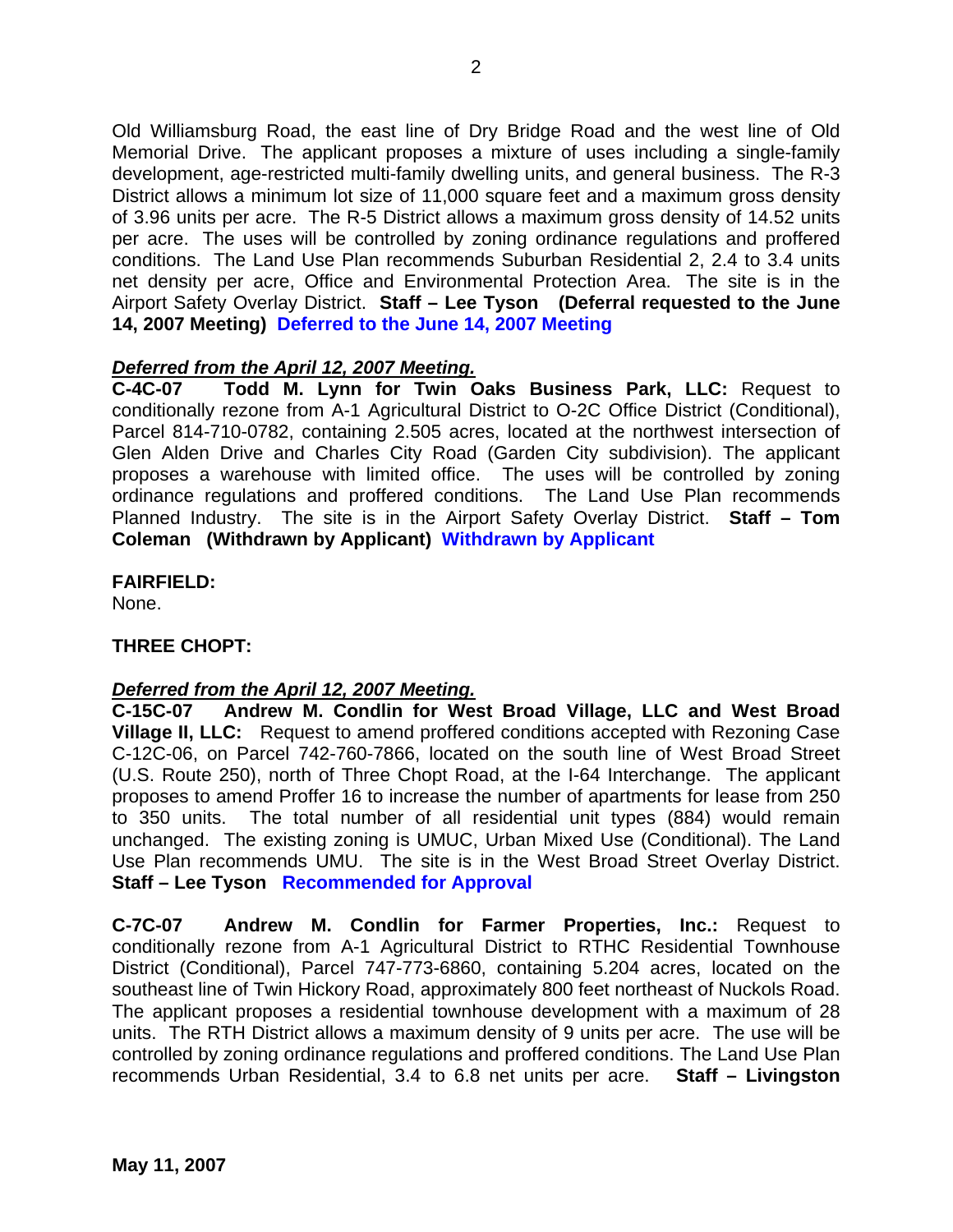Old Williamsburg Road, the east line of Dry Bridge Road and the west line of Old Memorial Drive. The applicant proposes a mixture of uses including a single-family development, age-restricted multi-family dwelling units, and general business. The R-3 District allows a minimum lot size of 11,000 square feet and a maximum gross density of 3.96 units per acre. The R-5 District allows a maximum gross density of 14.52 units per acre. The uses will be controlled by zoning ordinance regulations and proffered conditions. The Land Use Plan recommends Suburban Residential 2, 2.4 to 3.4 units net density per acre, Office and Environmental Protection Area. The site is in the Airport Safety Overlay District. **Staff – Lee Tyson (Deferral requested to the June 14, 2007 Meeting)** **Deferred to the June 14, 2007 Meeting**

***Deferred from the April 12, 2007 Meeting.***
**C-4C-07 Todd M. Lynn for Twin Oaks Business Park, LLC:** Request to conditionally rezone from A-1 Agricultural District to O-2C Office District (Conditional), Parcel 814-710-0782, containing 2.505 acres, located at the northwest intersection of Glen Alden Drive and Charles City Road (Garden City subdivision). The applicant proposes a warehouse with limited office. The uses will be controlled by zoning ordinance regulations and proffered conditions. The Land Use Plan recommends Planned Industry. The site is in the Airport Safety Overlay District. **Staff – Tom Coleman (Withdrawn by Applicant)** **Withdrawn by Applicant**

**FAIRFIELD:**
None.

**THREE CHOPT:**

***Deferred from the April 12, 2007 Meeting.***
**C-15C-07 Andrew M. Condlin for West Broad Village, LLC and West Broad Village II, LLC:** Request to amend proffered conditions accepted with Rezoning Case C-12C-06, on Parcel 742-760-7866, located on the south line of West Broad Street (U.S. Route 250), north of Three Chopt Road, at the I-64 Interchange. The applicant proposes to amend Proffer 16 to increase the number of apartments for lease from 250 to 350 units. The total number of all residential unit types (884) would remain unchanged. The existing zoning is UMUC, Urban Mixed Use (Conditional). The Land Use Plan recommends UMU. The site is in the West Broad Street Overlay District. **Staff – Lee Tyson** **Recommended for Approval**

**C-7C-07 Andrew M. Condlin for Farmer Properties, Inc.:** Request to conditionally rezone from A-1 Agricultural District to RTHC Residential Townhouse District (Conditional), Parcel 747-773-6860, containing 5.204 acres, located on the southeast line of Twin Hickory Road, approximately 800 feet northeast of Nuckols Road. The applicant proposes a residential townhouse development with a maximum of 28 units. The RTH District allows a maximum density of 9 units per acre. The use will be controlled by zoning ordinance regulations and proffered conditions. The Land Use Plan recommends Urban Residential, 3.4 to 6.8 net units per acre. **Staff – Livingston**

**May 11, 2007**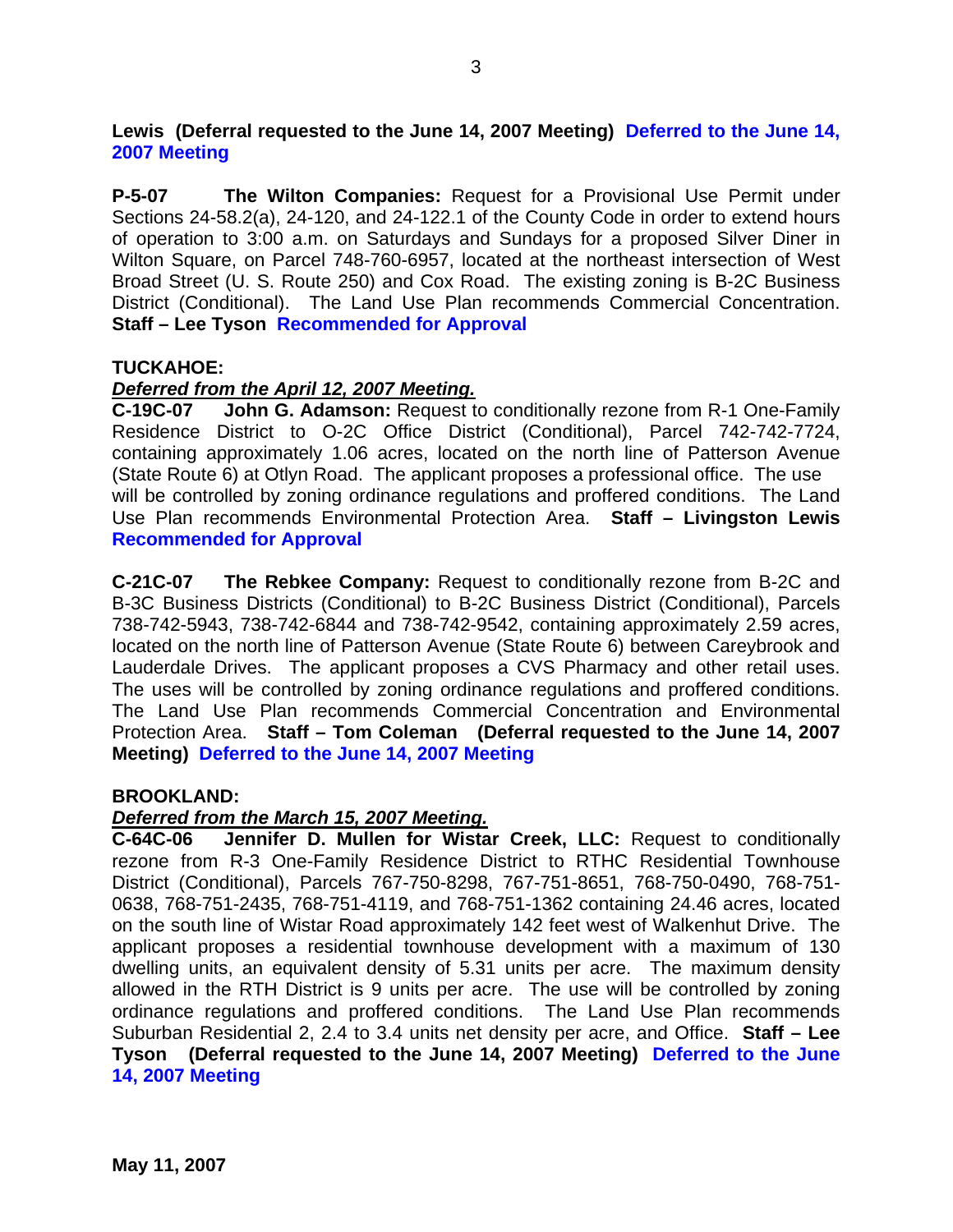**Lewis (Deferral requested to the June 14, 2007 Meeting) Deferred to the June 14, 2007 Meeting**

**P-5-07 The Wilton Companies:** Request for a Provisional Use Permit under Sections 24-58.2(a), 24-120, and 24-122.1 of the County Code in order to extend hours of operation to 3:00 a.m. on Saturdays and Sundays for a proposed Silver Diner in Wilton Square, on Parcel 748-760-6957, located at the northeast intersection of West Broad Street (U. S. Route 250) and Cox Road. The existing zoning is B-2C Business District (Conditional). The Land Use Plan recommends Commercial Concentration. **Staff – Lee Tyson Recommended for Approval**

**TUCKAHOE:**

***Deferred from the April 12, 2007 Meeting.***

**C-19C-07 John G. Adamson:** Request to conditionally rezone from R-1 One-Family Residence District to O-2C Office District (Conditional), Parcel 742-742-7724, containing approximately 1.06 acres, located on the north line of Patterson Avenue (State Route 6) at Otlyn Road. The applicant proposes a professional office. The use will be controlled by zoning ordinance regulations and proffered conditions. The Land Use Plan recommends Environmental Protection Area. **Staff – Livingston Lewis Recommended for Approval**

**C-21C-07 The Rebkee Company:** Request to conditionally rezone from B-2C and B-3C Business Districts (Conditional) to B-2C Business District (Conditional), Parcels 738-742-5943, 738-742-6844 and 738-742-9542, containing approximately 2.59 acres, located on the north line of Patterson Avenue (State Route 6) between Careybrook and Lauderdale Drives. The applicant proposes a CVS Pharmacy and other retail uses. The uses will be controlled by zoning ordinance regulations and proffered conditions. The Land Use Plan recommends Commercial Concentration and Environmental Protection Area. **Staff – Tom Coleman (Deferral requested to the June 14, 2007 Meeting) Deferred to the June 14, 2007 Meeting**

**BROOKLAND:**

***Deferred from the March 15, 2007 Meeting.***

**C-64C-06 Jennifer D. Mullen for Wistar Creek, LLC:** Request to conditionally rezone from R-3 One-Family Residence District to RTHC Residential Townhouse District (Conditional), Parcels 767-750-8298, 767-751-8651, 768-750-0490, 768-751-0638, 768-751-2435, 768-751-4119, and 768-751-1362 containing 24.46 acres, located on the south line of Wistar Road approximately 142 feet west of Walkenhut Drive. The applicant proposes a residential townhouse development with a maximum of 130 dwelling units, an equivalent density of 5.31 units per acre. The maximum density allowed in the RTH District is 9 units per acre. The use will be controlled by zoning ordinance regulations and proffered conditions. The Land Use Plan recommends Suburban Residential 2, 2.4 to 3.4 units net density per acre, and Office. **Staff – Lee Tyson (Deferral requested to the June 14, 2007 Meeting) Deferred to the June 14, 2007 Meeting**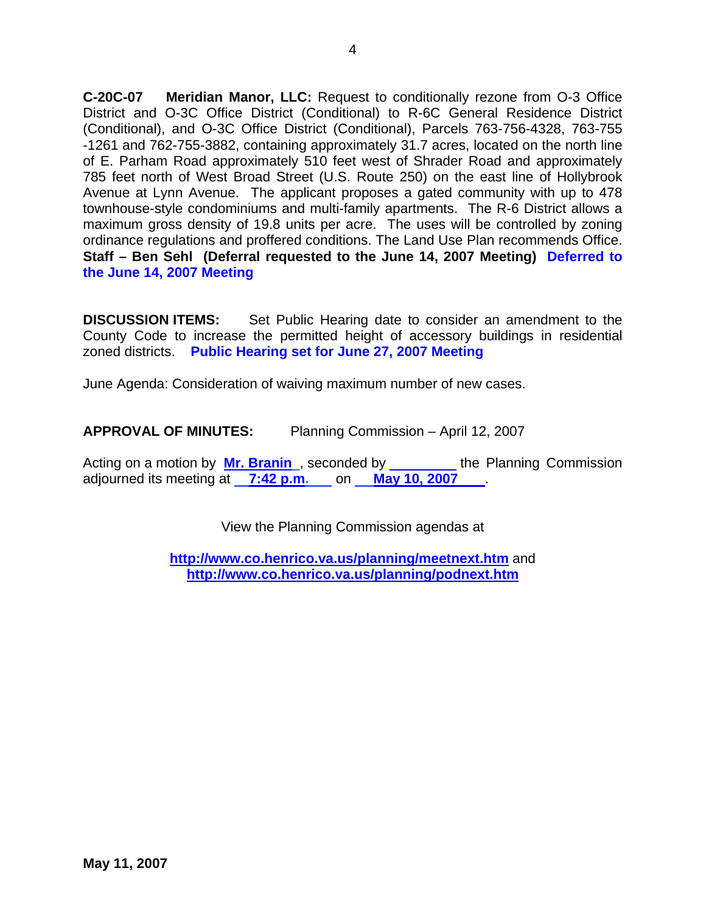**C-20C-07 Meridian Manor, LLC:** Request to conditionally rezone from O-3 Office District and O-3C Office District (Conditional) to R-6C General Residence District (Conditional), and O-3C Office District (Conditional), Parcels 763-756-4328, 763-755 -1261 and 762-755-3882, containing approximately 31.7 acres, located on the north line of E. Parham Road approximately 510 feet west of Shrader Road and approximately 785 feet north of West Broad Street (U.S. Route 250) on the east line of Hollybrook Avenue at Lynn Avenue. The applicant proposes a gated community with up to 478 townhouse-style condominiums and multi-family apartments. The R-6 District allows a maximum gross density of 19.8 units per acre. The uses will be controlled by zoning ordinance regulations and proffered conditions. The Land Use Plan recommends Office. **Staff – Ben Sehl (Deferral requested to the June 14, 2007 Meeting) Deferred to the June 14, 2007 Meeting**

**DISCUSSION ITEMS:** Set Public Hearing date to consider an amendment to the County Code to increase the permitted height of accessory buildings in residential zoned districts. **Public Hearing set for June 27, 2007 Meeting**

June Agenda: Consideration of waiving maximum number of new cases.

**APPROVAL OF MINUTES:** Planning Commission – April 12, 2007

Acting on a motion by **Mr. Branin**, seconded by ________ the Planning Commission adjourned its meeting at **7:42 p.m.** on **May 10, 2007**.

View the Planning Commission agendas at

**http://www.co.henrico.va.us/planning/meetnext.htm** and **http://www.co.henrico.va.us/planning/podnext.htm**

**May 11, 2007**